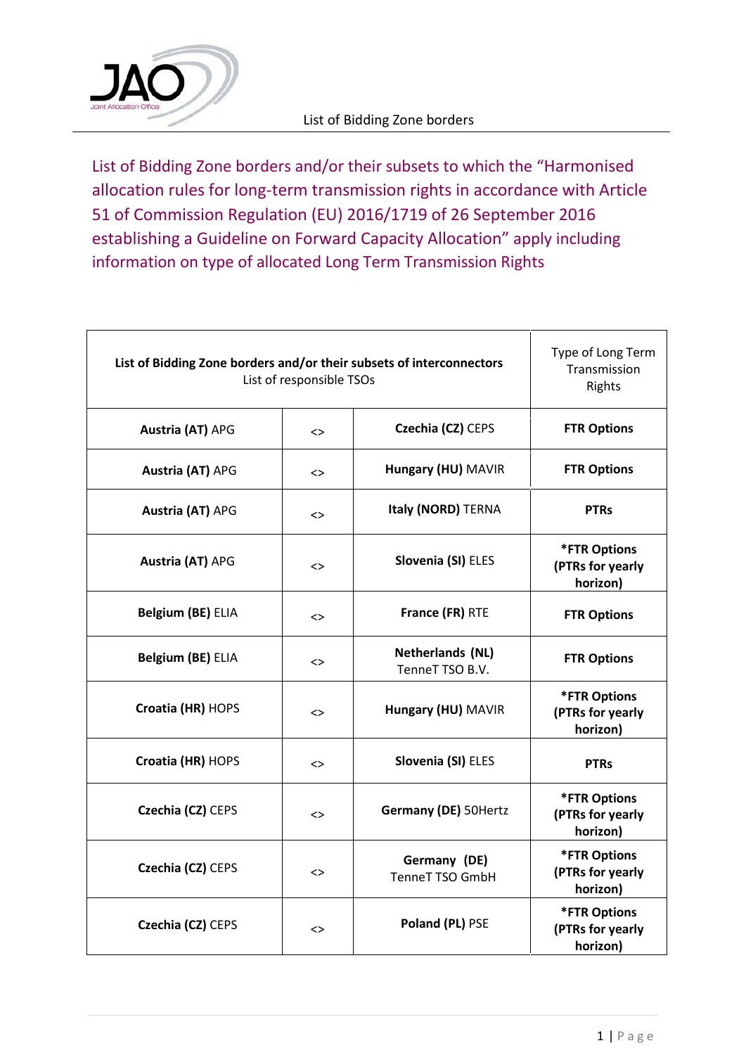## List of Bidding Zone borders and/or their subsets to which the "Harmonised allocation rules for long-term transmission rights in accordance with Article 51 of Commission Regulation (EU) 2016/1719 of 26 September 2016 establishing a Guideline on Forward Capacity Allocation" apply including information on type of allocated Long Term Transmission Rights

| **List of Bidding Zone borders and/or their subsets of interconnectors** List of responsible TSOs | | | Type of Long Term Transmission Rights |
|---|---|---|---|
| **Austria (AT)** APG | <> | **Czechia (CZ)** CEPS | **FTR Options** |
| **Austria (AT)** APG | <> | **Hungary (HU)** MAVIR | **FTR Options** |
| **Austria (AT)** APG | <> | **Italy (NORD)** TERNA | **PTRs** |
| **Austria (AT)** APG | <> | **Slovenia (SI)** ELES | **\*FTR Options (PTRs for yearly horizon)** |
| **Belgium (BE)** ELIA | <> | **France (FR)** RTE | **FTR Options** |
| **Belgium (BE)** ELIA | <> | **Netherlands (NL)** TenneT TSO B.V. | **FTR Options** |
| **Croatia (HR)** HOPS | <> | **Hungary (HU)** MAVIR | **\*FTR Options (PTRs for yearly horizon)** |
| **Croatia (HR)** HOPS | <> | **Slovenia (SI)** ELES | **PTRs** |
| **Czechia (CZ)** CEPS | <> | **Germany (DE)** 50Hertz | **\*FTR Options (PTRs for yearly horizon)** |
| **Czechia (CZ)** CEPS | <> | **Germany (DE)** TenneT TSO GmbH | **\*FTR Options (PTRs for yearly horizon)** |
| **Czechia (CZ)** CEPS | <> | **Poland (PL)** PSE | **\*FTR Options (PTRs for yearly horizon)** |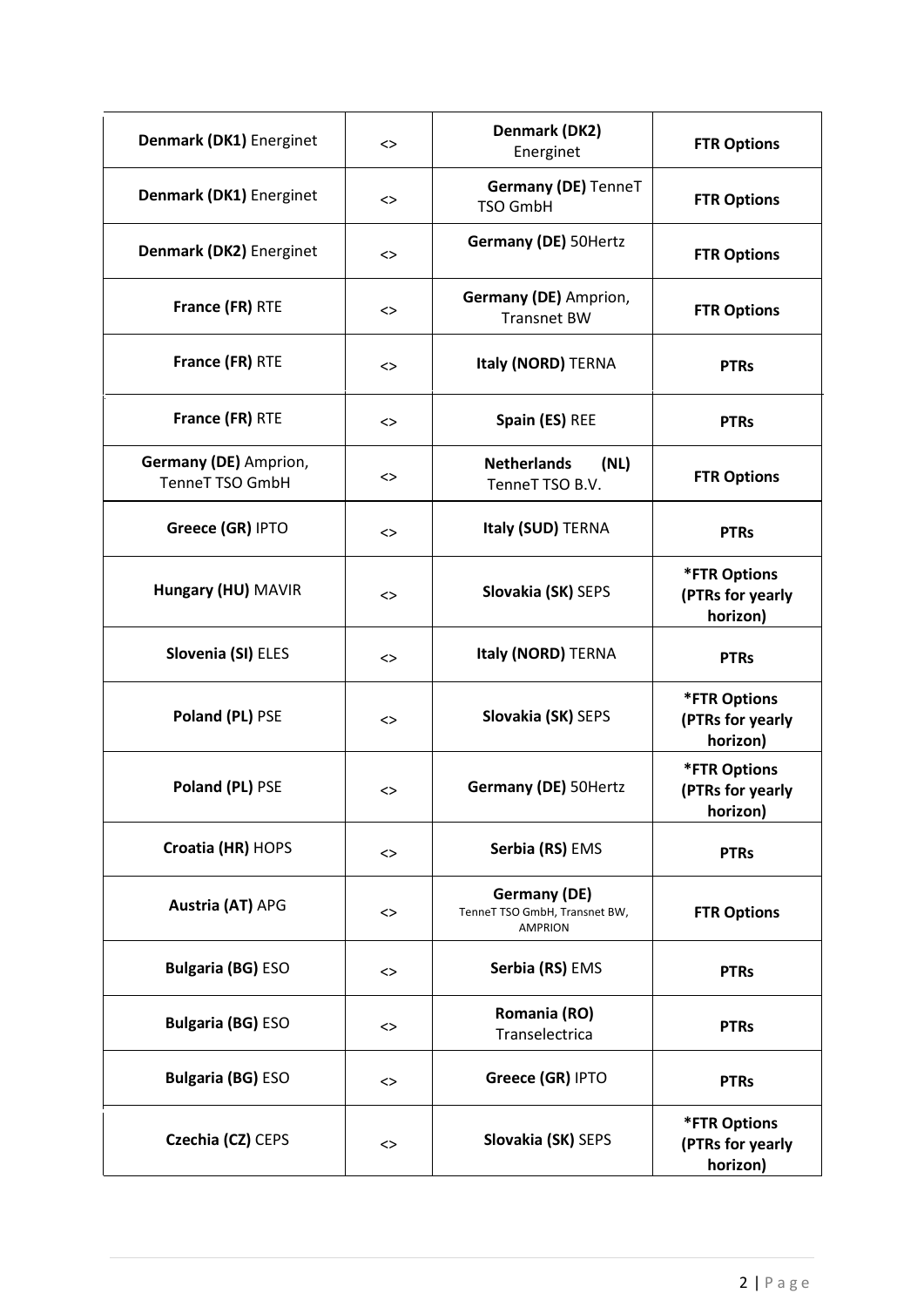| | | | |
|---|---|---|---|
| **Denmark (DK1)** Energinet | <> | **Denmark (DK2)** Energinet | **FTR Options** |
| **Denmark (DK1)** Energinet | <> | **Germany (DE)** TenneT TSO GmbH | **FTR Options** |
| **Denmark (DK2)** Energinet | <> | **Germany (DE)** 50Hertz | **FTR Options** |
| **France (FR)** RTE | <> | **Germany (DE)** Amprion, Transnet BW | **FTR Options** |
| **France (FR)** RTE | <> | **Italy (NORD)** TERNA | **PTRs** |
| **France (FR)** RTE | <> | **Spain (ES)** REE | **PTRs** |
| **Germany (DE)** Amprion, TenneT TSO GmbH | <> | **Netherlands (NL)** TenneT TSO B.V. | **FTR Options** |
| **Greece (GR)** IPTO | <> | **Italy (SUD)** TERNA | **PTRs** |
| **Hungary (HU)** MAVIR | <> | **Slovakia (SK)** SEPS | **\*FTR Options (PTRs for yearly horizon)** |
| **Slovenia (SI)** ELES | <> | **Italy (NORD)** TERNA | **PTRs** |
| **Poland (PL)** PSE | <> | **Slovakia (SK)** SEPS | **\*FTR Options (PTRs for yearly horizon)** |
| **Poland (PL)** PSE | <> | **Germany (DE)** 50Hertz | **\*FTR Options (PTRs for yearly horizon)** |
| **Croatia (HR)** HOPS | <> | **Serbia (RS)** EMS | **PTRs** |
| **Austria (AT)** APG | <> | **Germany (DE)** TenneT TSO GmbH, Transnet BW, AMPRION | **FTR Options** |
| **Bulgaria (BG)** ESO | <> | **Serbia (RS)** EMS | **PTRs** |
| **Bulgaria (BG)** ESO | <> | **Romania (RO)** Transelectrica | **PTRs** |
| **Bulgaria (BG)** ESO | <> | **Greece (GR)** IPTO | **PTRs** |
| **Czechia (CZ)** CEPS | <> | **Slovakia (SK)** SEPS | **\*FTR Options (PTRs for yearly horizon)** |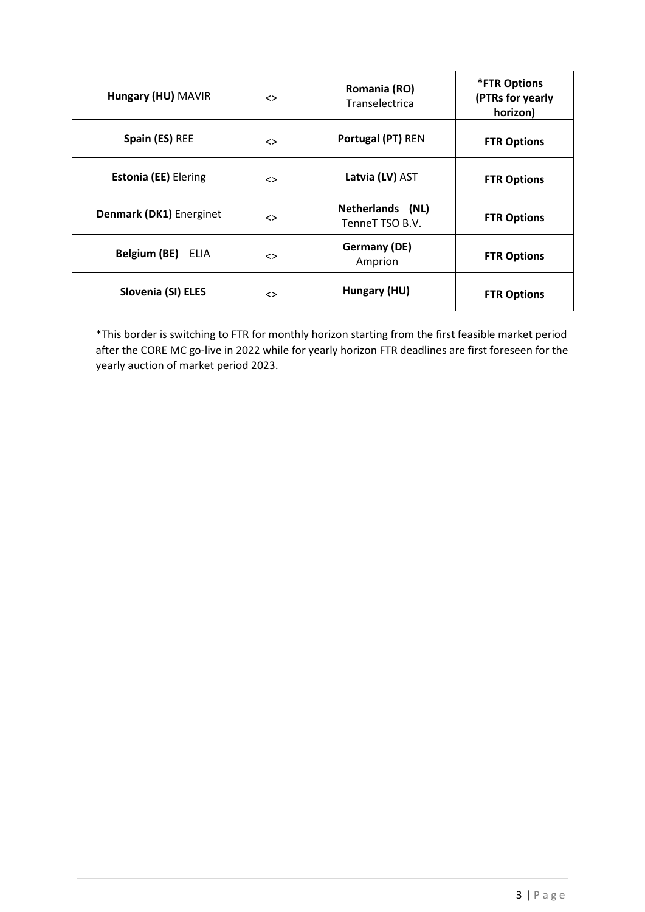| | | | |
|---|---|---|---|
| **Hungary (HU)** MAVIR | <> | **Romania (RO)** Transelectrica | ***FTR Options (PTRs for yearly horizon)** |
| **Spain (ES)** REE | <> | **Portugal (PT)** REN | **FTR Options** |
| **Estonia (EE)** Elering | <> | **Latvia (LV)** AST | **FTR Options** |
| **Denmark (DK1)** Energinet | <> | **Netherlands (NL)** TenneT TSO B.V. | **FTR Options** |
| **Belgium (BE)** ELIA | <> | **Germany (DE)** Amprion | **FTR Options** |
| **Slovenia (SI) ELES** | <> | **Hungary (HU)** | **FTR Options** |

*This border is switching to FTR for monthly horizon starting from the first feasible market period after the CORE MC go-live in 2022 while for yearly horizon FTR deadlines are first foreseen for the yearly auction of market period 2023.